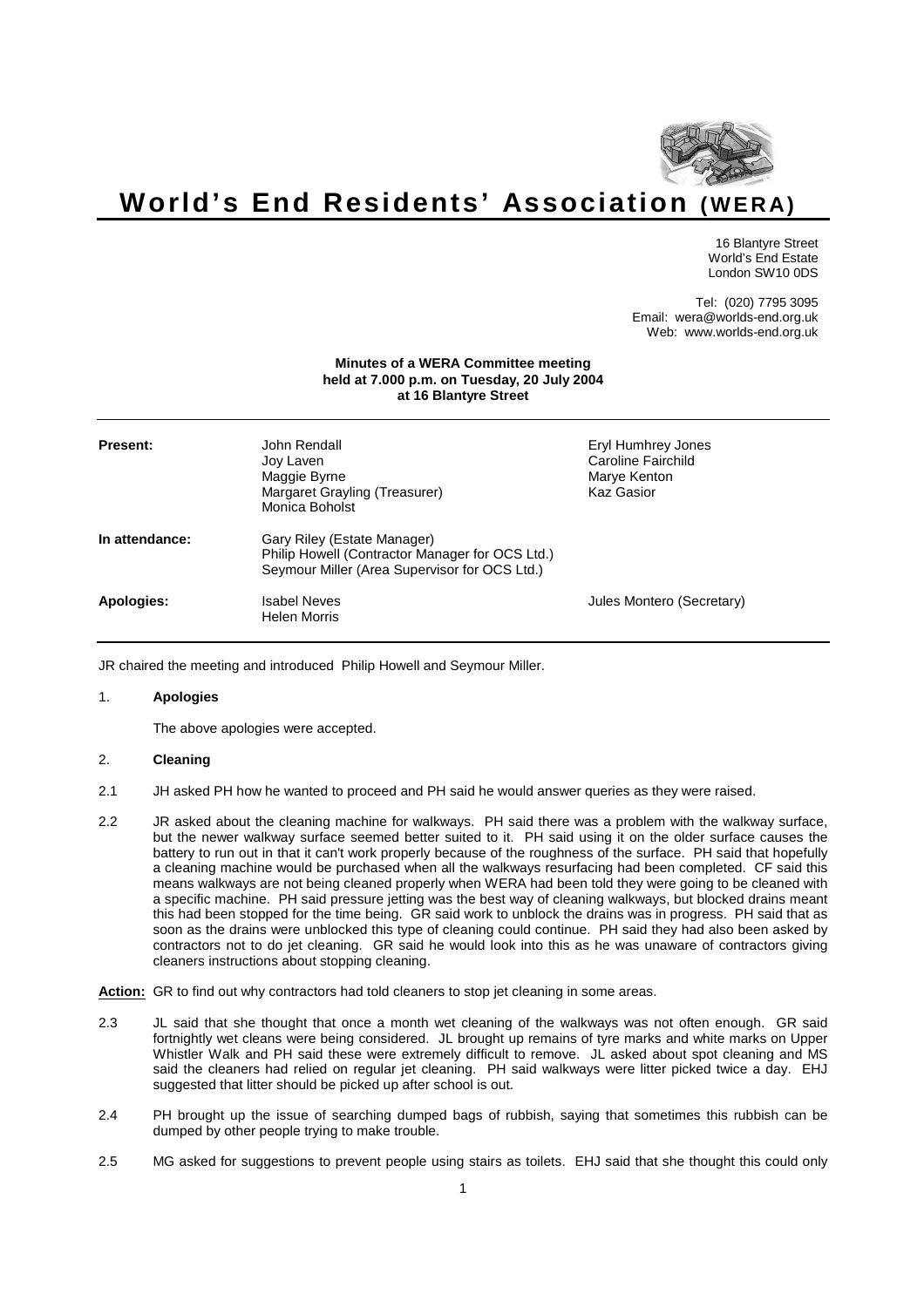# World's End Residents' Association (WERA)

16 Blantyre Street
World's End Estate
London SW10 0DS

Tel: (020) 7795 3095
Email: wera@worlds-end.org.uk
Web: www.worlds-end.org.uk

**Minutes of a WERA Committee meeting held at 7.000 p.m. on Tuesday, 20 July 2004 at 16 Blantyre Street**

| | | |
|---|---|---|
| **Present:** | John Rendall<br>Joy Laven<br>Maggie Byrne<br>Margaret Grayling (Treasurer)<br>Monica Boholst | Eryl Humhrey Jones<br>Caroline Fairchild<br>Marye Kenton<br>Kaz Gasior |
| **In attendance:** | Gary Riley (Estate Manager)<br>Philip Howell (Contractor Manager for OCS Ltd.)<br>Seymour Miller (Area Supervisor for OCS Ltd.) | |
| **Apologies:** | Isabel Neves<br>Helen Morris | Jules Montero (Secretary) |

JR chaired the meeting and introduced Philip Howell and Seymour Miller.

1. **Apologies**

   The above apologies were accepted.

2. **Cleaning**

2.1 JH asked PH how he wanted to proceed and PH said he would answer queries as they were raised.

2.2 JR asked about the cleaning machine for walkways. PH said there was a problem with the walkway surface, but the newer walkway surface seemed better suited to it. PH said using it on the older surface causes the battery to run out in that it can't work properly because of the roughness of the surface. PH said that hopefully a cleaning machine would be purchased when all the walkways resurfacing had been completed. CF said this means walkways are not being cleaned properly when WERA had been told they were going to be cleaned with a specific machine. PH said pressure jetting was the best way of cleaning walkways, but blocked drains meant this had been stopped for the time being. GR said work to unblock the drains was in progress. PH said that as soon as the drains were unblocked this type of cleaning could continue. PH said they had also been asked by contractors not to do jet cleaning. GR said he would look into this as he was unaware of contractors giving cleaners instructions about stopping cleaning.

**Action:** GR to find out why contractors had told cleaners to stop jet cleaning in some areas.

2.3 JL said that she thought that once a month wet cleaning of the walkways was not often enough. GR said fortnightly wet cleans were being considered. JL brought up remains of tyre marks and white marks on Upper Whistler Walk and PH said these were extremely difficult to remove. JL asked about spot cleaning and MS said the cleaners had relied on regular jet cleaning. PH said walkways were litter picked twice a day. EHJ suggested that litter should be picked up after school is out.

2.4 PH brought up the issue of searching dumped bags of rubbish, saying that sometimes this rubbish can be dumped by other people trying to make trouble.

2.5 MG asked for suggestions to prevent people using stairs as toilets. EHJ said that she thought this could only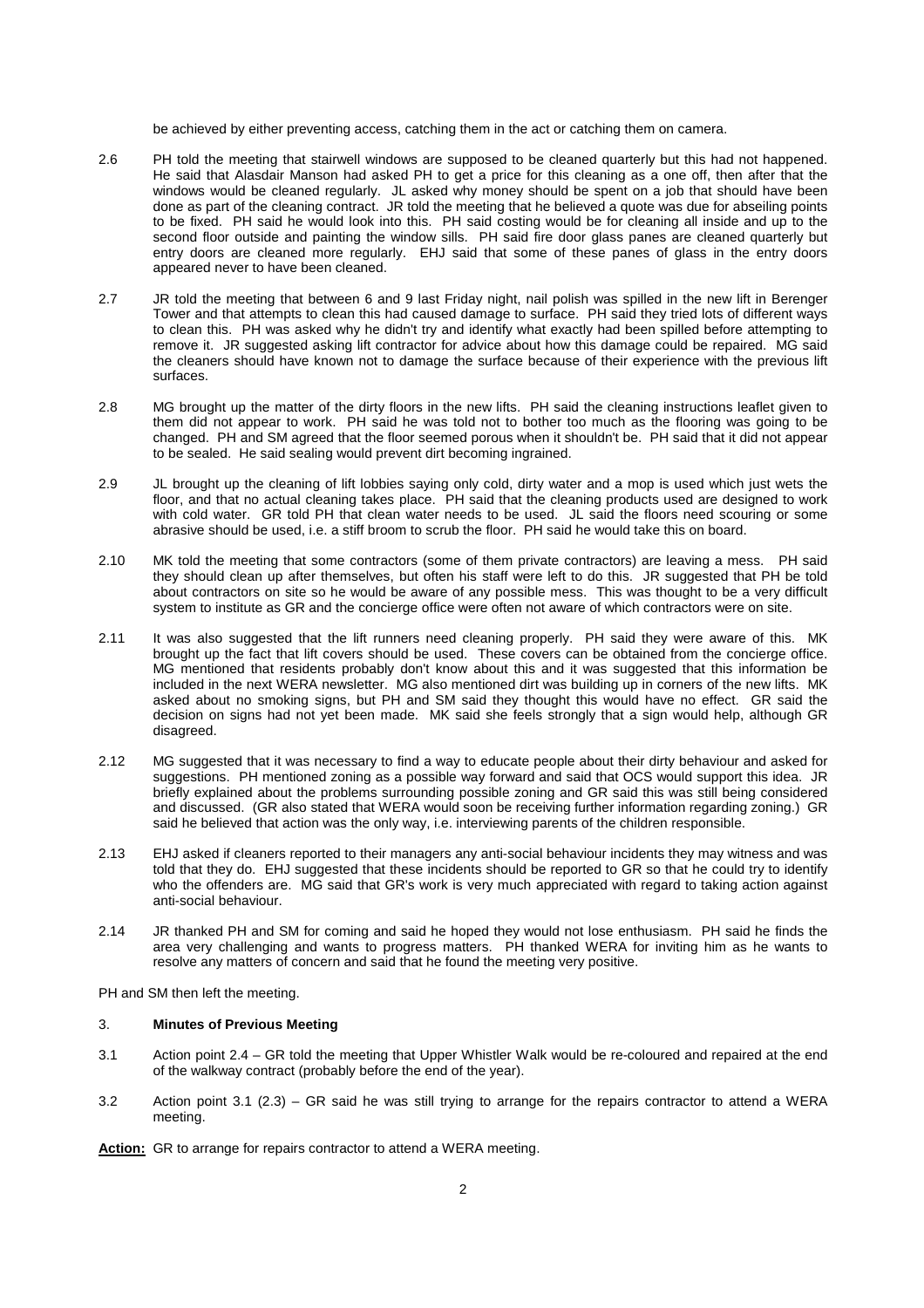be achieved by either preventing access, catching them in the act or catching them on camera.

2.6 PH told the meeting that stairwell windows are supposed to be cleaned quarterly but this had not happened. He said that Alasdair Manson had asked PH to get a price for this cleaning as a one off, then after that the windows would be cleaned regularly. JL asked why money should be spent on a job that should have been done as part of the cleaning contract. JR told the meeting that he believed a quote was due for abseiling points to be fixed. PH said he would look into this. PH said costing would be for cleaning all inside and up to the second floor outside and painting the window sills. PH said fire door glass panes are cleaned quarterly but entry doors are cleaned more regularly. EHJ said that some of these panes of glass in the entry doors appeared never to have been cleaned.

2.7 JR told the meeting that between 6 and 9 last Friday night, nail polish was spilled in the new lift in Berenger Tower and that attempts to clean this had caused damage to surface. PH said they tried lots of different ways to clean this. PH was asked why he didn't try and identify what exactly had been spilled before attempting to remove it. JR suggested asking lift contractor for advice about how this damage could be repaired. MG said the cleaners should have known not to damage the surface because of their experience with the previous lift surfaces.

2.8 MG brought up the matter of the dirty floors in the new lifts. PH said the cleaning instructions leaflet given to them did not appear to work. PH said he was told not to bother too much as the flooring was going to be changed. PH and SM agreed that the floor seemed porous when it shouldn't be. PH said that it did not appear to be sealed. He said sealing would prevent dirt becoming ingrained.

2.9 JL brought up the cleaning of lift lobbies saying only cold, dirty water and a mop is used which just wets the floor, and that no actual cleaning takes place. PH said that the cleaning products used are designed to work with cold water. GR told PH that clean water needs to be used. JL said the floors need scouring or some abrasive should be used, i.e. a stiff broom to scrub the floor. PH said he would take this on board.

2.10 MK told the meeting that some contractors (some of them private contractors) are leaving a mess. PH said they should clean up after themselves, but often his staff were left to do this. JR suggested that PH be told about contractors on site so he would be aware of any possible mess. This was thought to be a very difficult system to institute as GR and the concierge office were often not aware of which contractors were on site.

2.11 It was also suggested that the lift runners need cleaning properly. PH said they were aware of this. MK brought up the fact that lift covers should be used. These covers can be obtained from the concierge office. MG mentioned that residents probably don't know about this and it was suggested that this information be included in the next WERA newsletter. MG also mentioned dirt was building up in corners of the new lifts. MK asked about no smoking signs, but PH and SM said they thought this would have no effect. GR said the decision on signs had not yet been made. MK said she feels strongly that a sign would help, although GR disagreed.

2.12 MG suggested that it was necessary to find a way to educate people about their dirty behaviour and asked for suggestions. PH mentioned zoning as a possible way forward and said that OCS would support this idea. JR briefly explained about the problems surrounding possible zoning and GR said this was still being considered and discussed. (GR also stated that WERA would soon be receiving further information regarding zoning.) GR said he believed that action was the only way, i.e. interviewing parents of the children responsible.

2.13 EHJ asked if cleaners reported to their managers any anti-social behaviour incidents they may witness and was told that they do. EHJ suggested that these incidents should be reported to GR so that he could try to identify who the offenders are. MG said that GR's work is very much appreciated with regard to taking action against anti-social behaviour.

2.14 JR thanked PH and SM for coming and said he hoped they would not lose enthusiasm. PH said he finds the area very challenging and wants to progress matters. PH thanked WERA for inviting him as he wants to resolve any matters of concern and said that he found the meeting very positive.

PH and SM then left the meeting.

### 3. **Minutes of Previous Meeting**

3.1 Action point 2.4 – GR told the meeting that Upper Whistler Walk would be re-coloured and repaired at the end of the walkway contract (probably before the end of the year).

3.2 Action point 3.1 (2.3) – GR said he was still trying to arrange for the repairs contractor to attend a WERA meeting.

**Action:** GR to arrange for repairs contractor to attend a WERA meeting.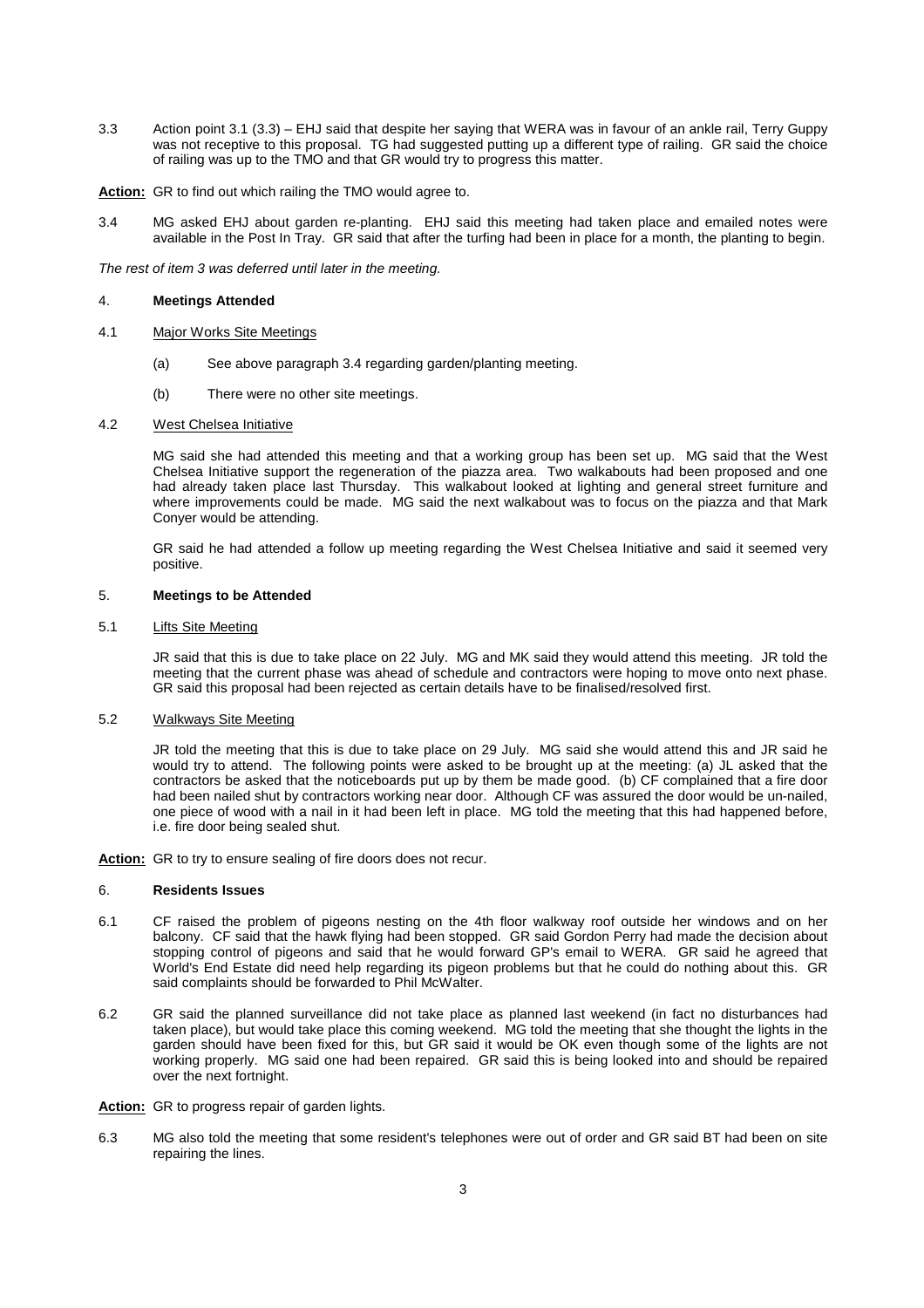3.3 Action point 3.1 (3.3) – EHJ said that despite her saying that WERA was in favour of an ankle rail, Terry Guppy was not receptive to this proposal. TG had suggested putting up a different type of railing. GR said the choice of railing was up to the TMO and that GR would try to progress this matter.

**Action:** GR to find out which railing the TMO would agree to.

3.4 MG asked EHJ about garden re-planting. EHJ said this meeting had taken place and emailed notes were available in the Post In Tray. GR said that after the turfing had been in place for a month, the planting to begin.

*The rest of item 3 was deferred until later in the meeting.*

## 4. **Meetings Attended**

### 4.1 Major Works Site Meetings

(a) See above paragraph 3.4 regarding garden/planting meeting.

(b) There were no other site meetings.

### 4.2 West Chelsea Initiative

MG said she had attended this meeting and that a working group has been set up. MG said that the West Chelsea Initiative support the regeneration of the piazza area. Two walkabouts had been proposed and one had already taken place last Thursday. This walkabout looked at lighting and general street furniture and where improvements could be made. MG said the next walkabout was to focus on the piazza and that Mark Conyer would be attending.

GR said he had attended a follow up meeting regarding the West Chelsea Initiative and said it seemed very positive.

## 5. **Meetings to be Attended**

### 5.1 Lifts Site Meeting

JR said that this is due to take place on 22 July. MG and MK said they would attend this meeting. JR told the meeting that the current phase was ahead of schedule and contractors were hoping to move onto next phase. GR said this proposal had been rejected as certain details have to be finalised/resolved first.

### 5.2 Walkways Site Meeting

JR told the meeting that this is due to take place on 29 July. MG said she would attend this and JR said he would try to attend. The following points were asked to be brought up at the meeting: (a) JL asked that the contractors be asked that the noticeboards put up by them be made good. (b) CF complained that a fire door had been nailed shut by contractors working near door. Although CF was assured the door would be un-nailed, one piece of wood with a nail in it had been left in place. MG told the meeting that this had happened before, i.e. fire door being sealed shut.

**Action:** GR to try to ensure sealing of fire doors does not recur.

## 6. **Residents Issues**

6.1 CF raised the problem of pigeons nesting on the 4th floor walkway roof outside her windows and on her balcony. CF said that the hawk flying had been stopped. GR said Gordon Perry had made the decision about stopping control of pigeons and said that he would forward GP's email to WERA. GR said he agreed that World's End Estate did need help regarding its pigeon problems but that he could do nothing about this. GR said complaints should be forwarded to Phil McWalter.

6.2 GR said the planned surveillance did not take place as planned last weekend (in fact no disturbances had taken place), but would take place this coming weekend. MG told the meeting that she thought the lights in the garden should have been fixed for this, but GR said it would be OK even though some of the lights are not working properly. MG said one had been repaired. GR said this is being looked into and should be repaired over the next fortnight.

**Action:** GR to progress repair of garden lights.

6.3 MG also told the meeting that some resident's telephones were out of order and GR said BT had been on site repairing the lines.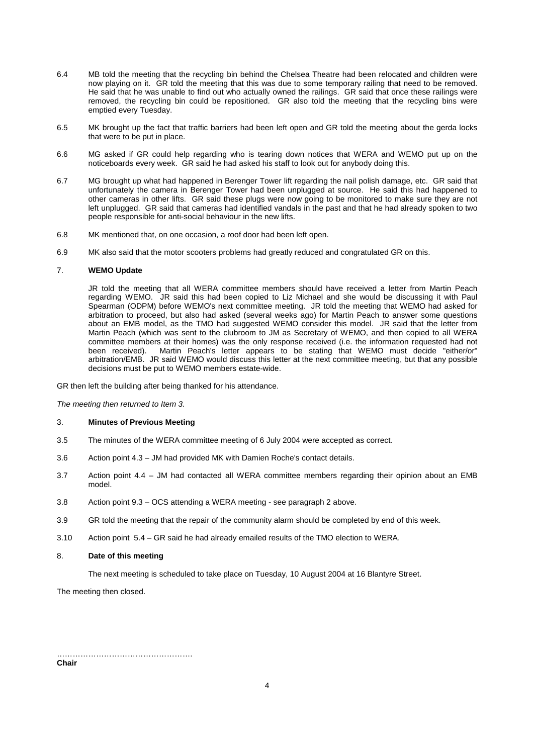6.4 MB told the meeting that the recycling bin behind the Chelsea Theatre had been relocated and children were now playing on it. GR told the meeting that this was due to some temporary railing that need to be removed. He said that he was unable to find out who actually owned the railings. GR said that once these railings were removed, the recycling bin could be repositioned. GR also told the meeting that the recycling bins were emptied every Tuesday.

6.5 MK brought up the fact that traffic barriers had been left open and GR told the meeting about the gerda locks that were to be put in place.

6.6 MG asked if GR could help regarding who is tearing down notices that WERA and WEMO put up on the noticeboards every week. GR said he had asked his staff to look out for anybody doing this.

6.7 MG brought up what had happened in Berenger Tower lift regarding the nail polish damage, etc. GR said that unfortunately the camera in Berenger Tower had been unplugged at source. He said this had happened to other cameras in other lifts. GR said these plugs were now going to be monitored to make sure they are not left unplugged. GR said that cameras had identified vandals in the past and that he had already spoken to two people responsible for anti-social behaviour in the new lifts.

6.8 MK mentioned that, on one occasion, a roof door had been left open.

6.9 MK also said that the motor scooters problems had greatly reduced and congratulated GR on this.

7. **WEMO Update**

JR told the meeting that all WERA committee members should have received a letter from Martin Peach regarding WEMO. JR said this had been copied to Liz Michael and she would be discussing it with Paul Spearman (ODPM) before WEMO's next committee meeting. JR told the meeting that WEMO had asked for arbitration to proceed, but also had asked (several weeks ago) for Martin Peach to answer some questions about an EMB model, as the TMO had suggested WEMO consider this model. JR said that the letter from Martin Peach (which was sent to the clubroom to JM as Secretary of WEMO, and then copied to all WERA committee members at their homes) was the only response received (i.e. the information requested had not been received). Martin Peach's letter appears to be stating that WEMO must decide "either/or" arbitration/EMB. JR said WEMO would discuss this letter at the next committee meeting, but that any possible decisions must be put to WEMO members estate-wide.

GR then left the building after being thanked for his attendance.

*The meeting then returned to Item 3.*

3. **Minutes of Previous Meeting**

3.5 The minutes of the WERA committee meeting of 6 July 2004 were accepted as correct.

3.6 Action point 4.3 – JM had provided MK with Damien Roche's contact details.

3.7 Action point 4.4 – JM had contacted all WERA committee members regarding their opinion about an EMB model.

3.8 Action point 9.3 – OCS attending a WERA meeting - see paragraph 2 above.

3.9 GR told the meeting that the repair of the community alarm should be completed by end of this week.

3.10 Action point 5.4 – GR said he had already emailed results of the TMO election to WERA.

8. **Date of this meeting**

The next meeting is scheduled to take place on Tuesday, 10 August 2004 at 16 Blantyre Street.

The meeting then closed.

…………………………………………….
**Chair**